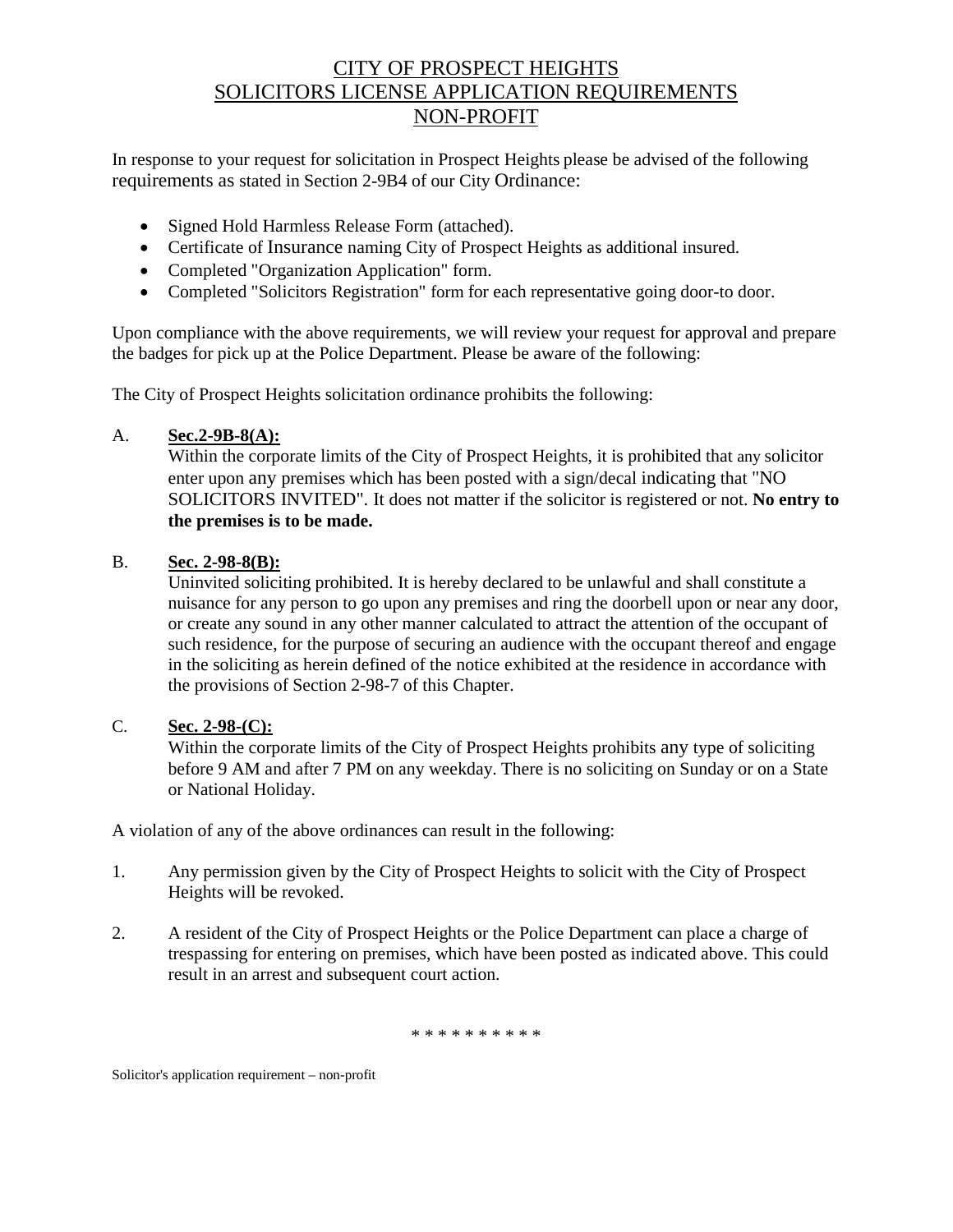# CITY OF PROSPECT HEIGHTS
# SOLICITORS LICENSE APPLICATION REQUIREMENTS
# NON-PROFIT

In response to your request for solicitation in Prospect Heights please be advised of the following requirements as stated in Section 2-9B4 of our City Ordinance:

- Signed Hold Harmless Release Form (attached).
- Certificate of Insurance naming City of Prospect Heights as additional insured.
- Completed "Organization Application" form.
- Completed "Solicitors Registration" form for each representative going door-to door.

Upon compliance with the above requirements, we will review your request for approval and prepare the badges for pick up at the Police Department. Please be aware of the following:

The City of Prospect Heights solicitation ordinance prohibits the following:

A. **Sec.2-9B-8(A):**
Within the corporate limits of the City of Prospect Heights, it is prohibited that any solicitor enter upon any premises which has been posted with a sign/decal indicating that "NO SOLICITORS INVITED". It does not matter if the solicitor is registered or not. **No entry to the premises is to be made.**

B. **Sec. 2-98-8(B):**
Uninvited soliciting prohibited. It is hereby declared to be unlawful and shall constitute a nuisance for any person to go upon any premises and ring the doorbell upon or near any door, or create any sound in any other manner calculated to attract the attention of the occupant of such residence, for the purpose of securing an audience with the occupant thereof and engage in the soliciting as herein defined of the notice exhibited at the residence in accordance with the provisions of Section 2-98-7 of this Chapter.

C. **Sec. 2-98-(C):**
Within the corporate limits of the City of Prospect Heights prohibits any type of soliciting before 9 AM and after 7 PM on any weekday. There is no soliciting on Sunday or on a State or National Holiday.

A violation of any of the above ordinances can result in the following:

1. Any permission given by the City of Prospect Heights to solicit with the City of Prospect Heights will be revoked.

2. A resident of the City of Prospect Heights or the Police Department can place a charge of trespassing for entering on premises, which have been posted as indicated above. This could result in an arrest and subsequent court action.

* * * * * * * * * *

Solicitor's application requirement – non-profit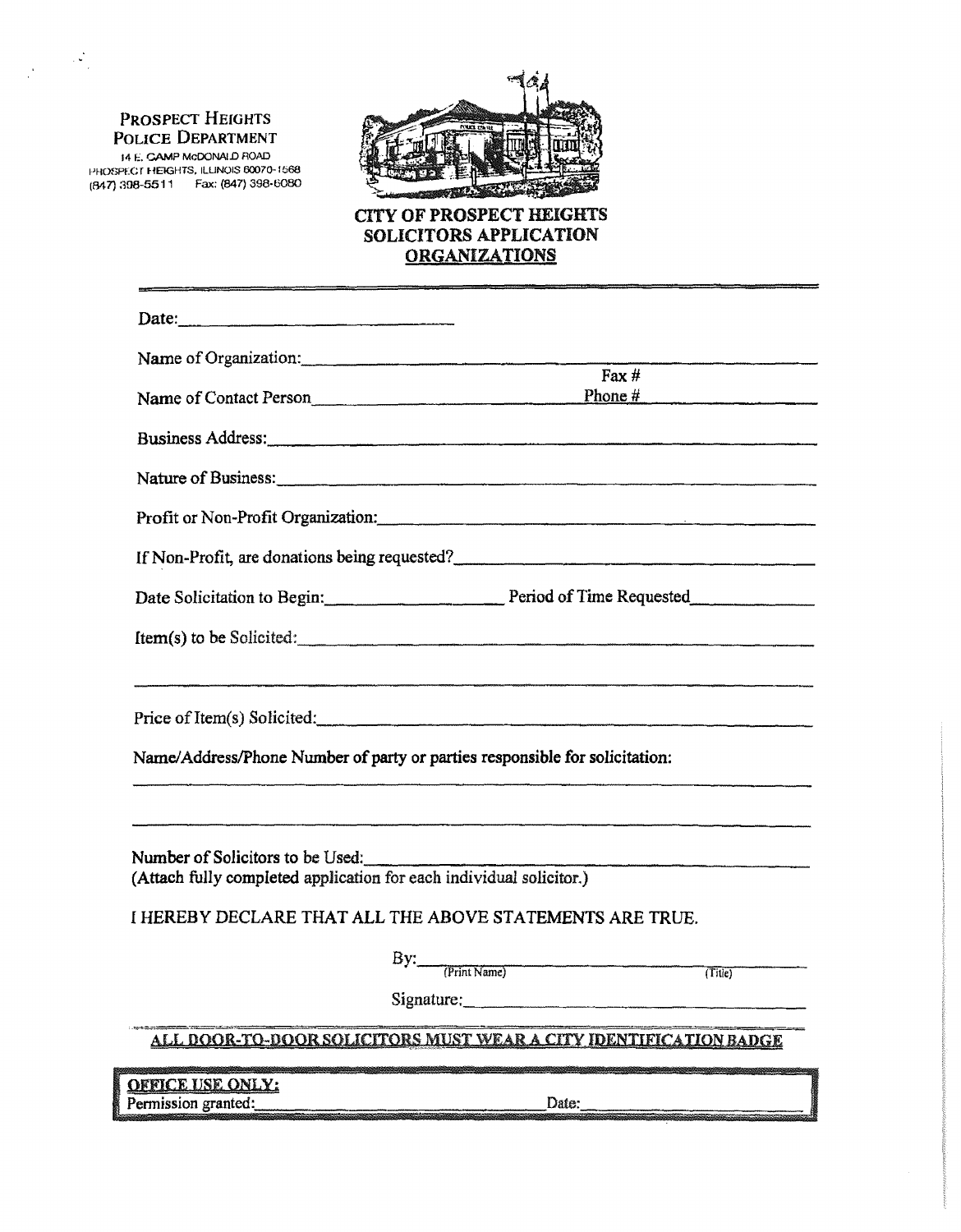PROSPECT HEIGHTS
POLICE DEPARTMENT
14 E. CAMP McDONALD ROAD
PROSPECT HEIGHTS, ILLINOIS 60070-1568
(847) 398-5511 Fax: (847) 398-6080

# CITY OF PROSPECT HEIGHTS SOLICITORS APPLICATION ORGANIZATIONS

---

Date: ______________________________

Name of Organization: ______________________________

Name of Contact Person ______________________________ Fax # Phone # ______________

Business Address: ______________________________

Nature of Business: ______________________________

Profit or Non-Profit Organization: ______________________________

If Non-Profit, are donations being requested? ______________________________

Date Solicitation to Begin: ____________________ Period of Time Requested ______________

Item(s) to be Solicited: ______________________________

______________________________

Price of Item(s) Solicited: ______________________________

Name/Address/Phone Number of party or parties responsible for solicitation:

______________________________

______________________________

Number of Solicitors to be Used: ______________________________
(Attach fully completed application for each individual solicitor.)

I HEREBY DECLARE THAT ALL THE ABOVE STATEMENTS ARE TRUE.

By: ______________________________
(Print Name) (Title)

Signature: ______________________________

**ALL DOOR-TO-DOOR SOLICITORS MUST WEAR A CITY IDENTIFICATION BADGE**

**OFFICE USE ONLY:**
Permission granted: ______________________________ Date: ______________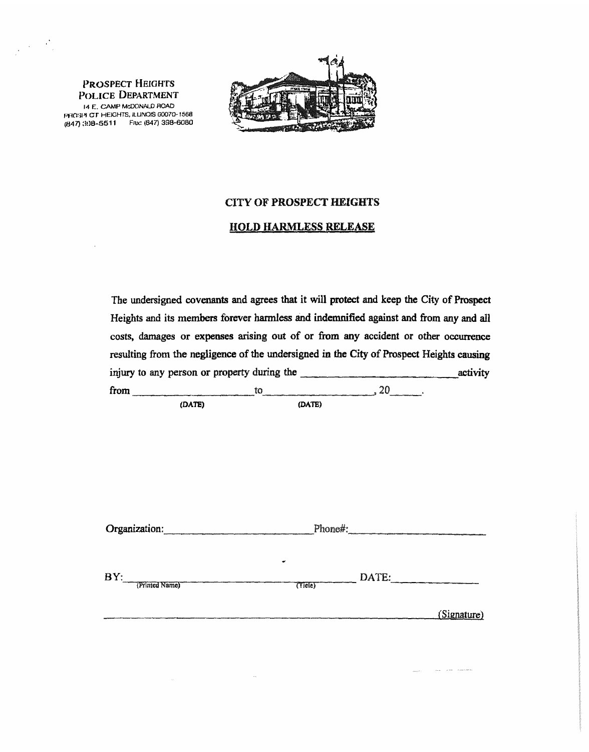PROSPECT HEIGHTS
POLICE DEPARTMENT
14 E. CAMP McDONALD ROAD
PROSPECT HEIGHTS, ILLINOIS 60070-1568
(847) 398-5511 Fax: (847) 398-6080

## CITY OF PROSPECT HEIGHTS

## HOLD HARMLESS RELEASE

The undersigned covenants and agrees that it will protect and keep the City of Prospect Heights and its members forever harmless and indemnified against and from any and all costs, damages or expenses arising out of or from any accident or other occurrence resulting from the negligence of the undersigned in the City of Prospect Heights causing injury to any person or property during the ____________________________ activity from ____________________ to ____________________, 20______.
(DATE) (DATE)

Organization: ____________________________ Phone#: ____________________________

BY: ____________________________ ____________________________ DATE: ________________
(Printed Name) (Title)

______________________________________________________________ (Signature)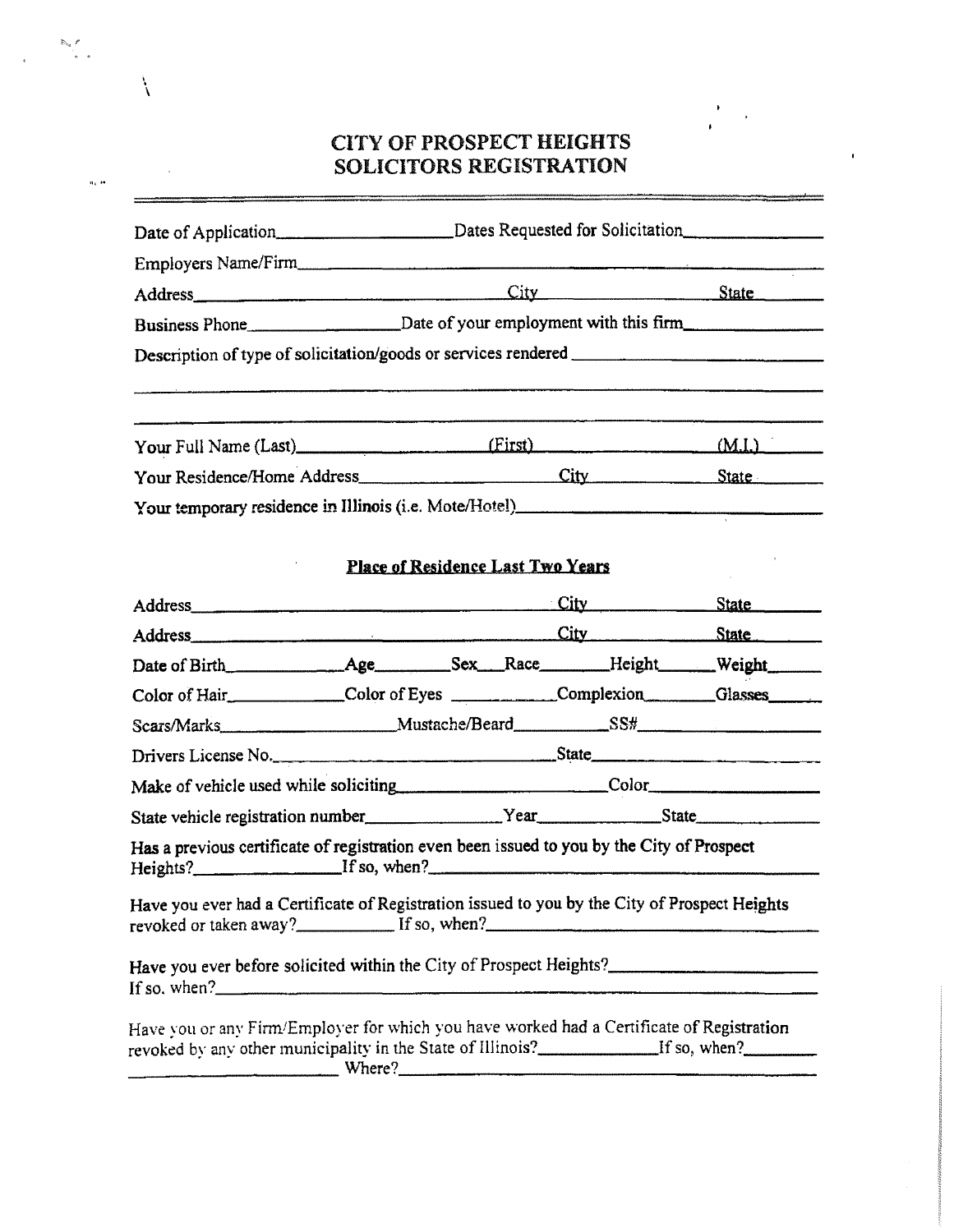# CITY OF PROSPECT HEIGHTS
# SOLICITORS REGISTRATION

Date of Application_________________ Dates Requested for Solicitation_______________

Employers Name/Firm_______________________________________________________

Address_______________________________ City_______________________ State________

Business Phone_________________ Date of your employment with this firm_______________

Description of type of solicitation/goods or services rendered ________________________

___________________________________________________________________________

___________________________________________________________________________

Your Full Name (Last)___________________ (First)_____________________ (M.I.)________

Your Residence/Home Address_____________________ City_________________ State________

Your temporary residence in Illinois (i.e. Mote/Hotel)_____________________________

## Place of Residence Last Two Years

Address_______________________________ City_______________________ State________

Address_______________________________ City_______________________ State________

Date of Birth____________ Age________ Sex___ Race________ Height______ Weight______

Color of Hair_____________ Color of Eyes ___________ Complexion________ Glasses______

Scars/Marks___________________ Mustache/Beard__________ SS#___________________

Drivers License No._______________________________ State_________________________

Make of vehicle used while soliciting_______________________ Color__________________

State vehicle registration number_______________ Year_____________ State______________

Has a previous certificate of registration even been issued to you by the City of Prospect Heights?________________ If so, when?_______________________________________

Have you ever had a Certificate of Registration issued to you by the City of Prospect Heights revoked or taken away?___________ If so, when?__________________________________

Have you ever before solicited within the City of Prospect Heights?______________________
If so. when?______________________________________________________________

Have you or any Firm/Employer for which you have worked had a Certificate of Registration revoked by any other municipality in the State of Illinois?_____________ If so, when?________
_________________________ Where?__________________________________________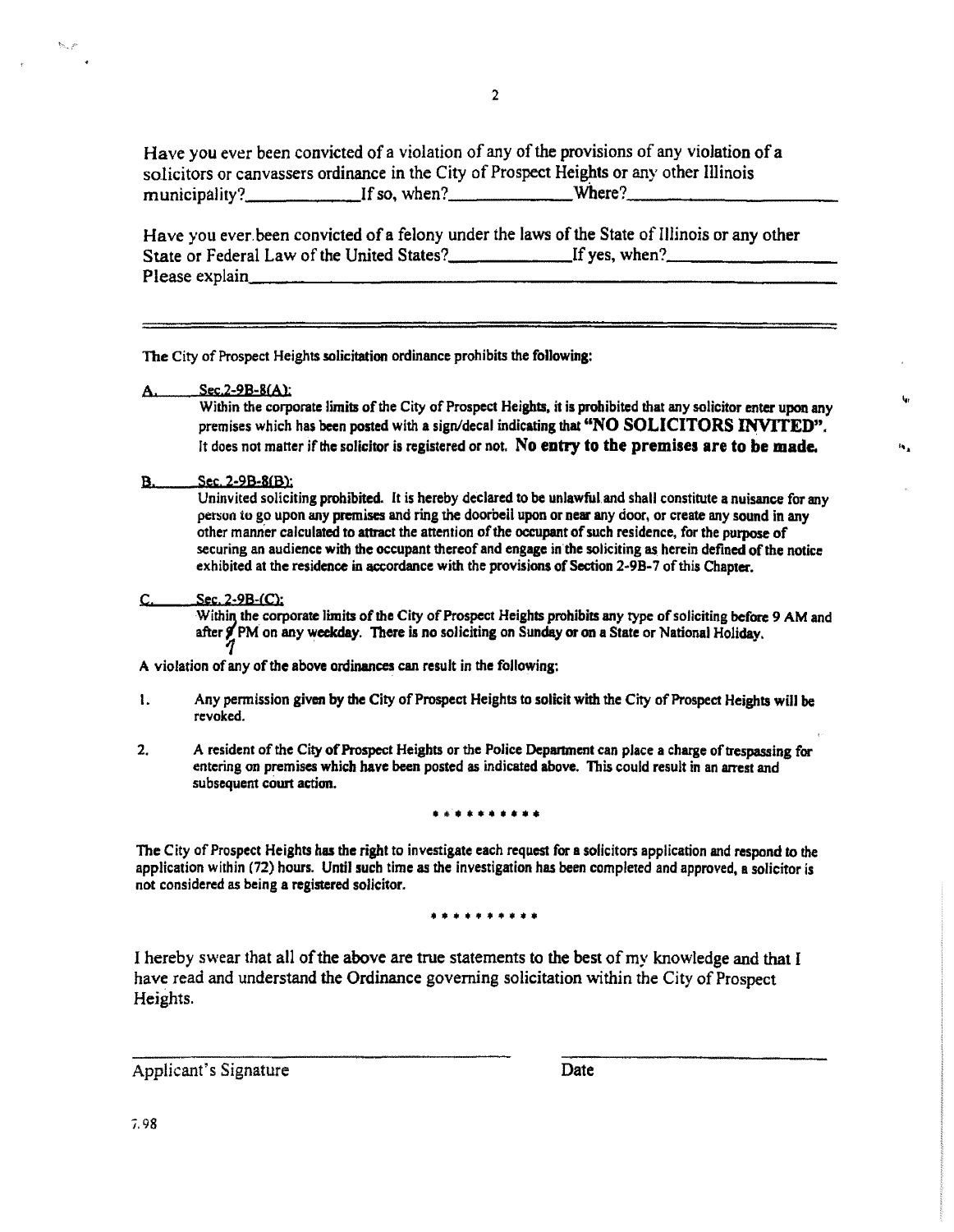Have you ever been convicted of a violation of any of the provisions of any violation of a solicitors or canvassers ordinance in the City of Prospect Heights or any other Illinois municipality?____________If so, when?_____________Where?_____________________

Have you ever been convicted of a felony under the laws of the State of Illinois or any other State or Federal Law of the United States?_____________If yes, when?_________________
Please explain_____________________________________________________________

---

**The City of Prospect Heights solicitation ordinance prohibits the following:**

**A.** Sec.2-9B-8(A):
**Within the corporate limits of the City of Prospect Heights, it is prohibited that any solicitor enter upon any premises which has been posted with a sign/decal indicating that "NO SOLICITORS INVITED". It does not matter if the solicitor is registered or not. No entry to the premises are to be made.**

**B.** Sec. 2-9B-8(B):
**Uninvited soliciting prohibited. It is hereby declared to be unlawful and shall constitute a nuisance for any person to go upon any premises and ring the doorbell upon or near any door, or create any sound in any other manner calculated to attract the attention of the occupant of such residence, for the purpose of securing an audience with the occupant thereof and engage in the soliciting as herein defined of the notice exhibited at the residence in accordance with the provisions of Section 2-9B-7 of this Chapter.**

**C.** Sec. 2-9B-(C):
**Within the corporate limits of the City of Prospect Heights prohibits any type of soliciting before 9 AM and after 7 PM on any weekday. There is no soliciting on Sunday or on a State or National Holiday.**

**A violation of any of the above ordinances can result in the following:**

1. **Any permission given by the City of Prospect Heights to solicit with the City of Prospect Heights will be revoked.**
2. **A resident of the City of Prospect Heights or the Police Department can place a charge of trespassing for entering on premises which have been posted as indicated above. This could result in an arrest and subsequent court action.**

**\*\*\*\*\*\*\*\*\*\***

**The City of Prospect Heights has the right to investigate each request for a solicitors application and respond to the application within (72) hours. Until such time as the investigation has been completed and approved, a solicitor is not considered as being a registered solicitor.**

**\*\*\*\*\*\*\*\*\*\***

I hereby swear that all of the above are true statements to the best of my knowledge and that I have read and understand the Ordinance governing solicitation within the City of Prospect Heights.

_______________________________ _______________________
Applicant's Signature Date

7.98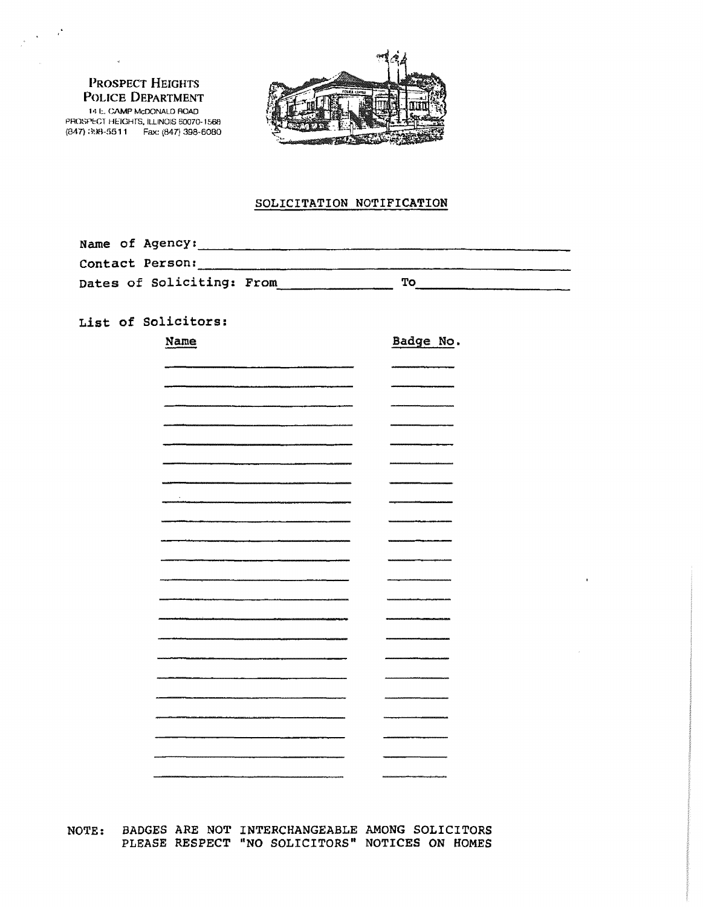**PROSPECT HEIGHTS POLICE DEPARTMENT**
14 E. CAMP McDONALD ROAD
PROSPECT HEIGHTS, ILLINOIS 60070-1568
(847) 398-5511 Fax: (847) 398-6080

## SOLICITATION NOTIFICATION

Name of Agency: ____________________________________________

Contact Person: ____________________________________________

Dates of Soliciting: From _______________ To _______________

List of Solicitors:

| Name | Badge No. |
|---|---|
| | |
| | |
| | |
| | |
| | |
| | |
| | |
| | |
| | |
| | |
| | |
| | |
| | |
| | |
| | |
| | |
| | |
| | |
| | |
| | |
| | |
| | |

NOTE: BADGES ARE NOT INTERCHANGEABLE AMONG SOLICITORS
PLEASE RESPECT "NO SOLICITORS" NOTICES ON HOMES